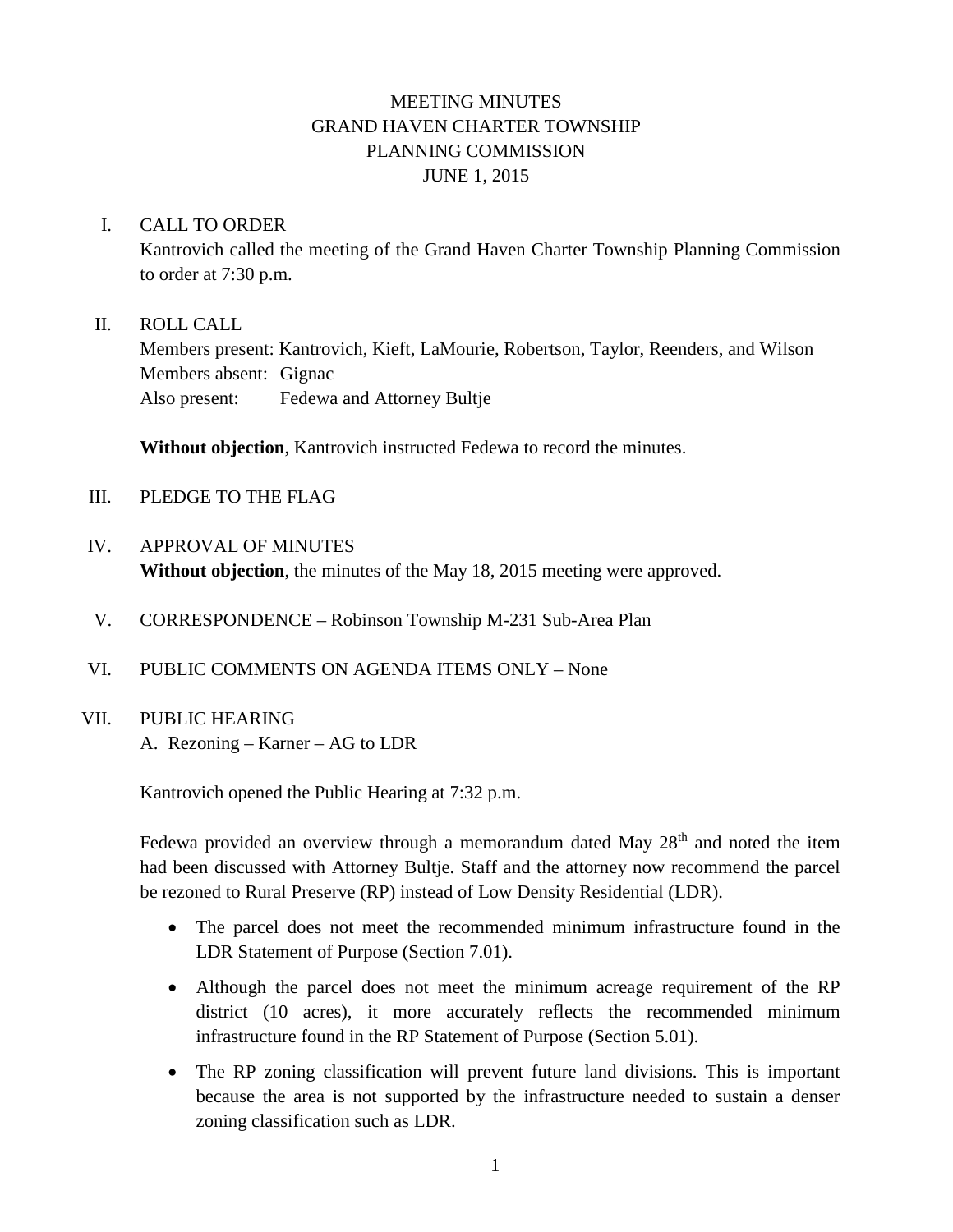# MEETING MINUTES
# GRAND HAVEN CHARTER TOWNSHIP
# PLANNING COMMISSION
# JUNE 1, 2015

## I. CALL TO ORDER

Kantrovich called the meeting of the Grand Haven Charter Township Planning Commission to order at 7:30 p.m.

## II. ROLL CALL

Members present: Kantrovich, Kieft, LaMourie, Robertson, Taylor, Reenders, and Wilson
Members absent: Gignac
Also present: Fedewa and Attorney Bultje

**Without objection**, Kantrovich instructed Fedewa to record the minutes.

## III. PLEDGE TO THE FLAG

## IV. APPROVAL OF MINUTES

**Without objection**, the minutes of the May 18, 2015 meeting were approved.

## V. CORRESPONDENCE – Robinson Township M-231 Sub-Area Plan

## VI. PUBLIC COMMENTS ON AGENDA ITEMS ONLY – None

## VII. PUBLIC HEARING

A. Rezoning – Karner – AG to LDR

Kantrovich opened the Public Hearing at 7:32 p.m.

Fedewa provided an overview through a memorandum dated May 28th and noted the item had been discussed with Attorney Bultje. Staff and the attorney now recommend the parcel be rezoned to Rural Preserve (RP) instead of Low Density Residential (LDR).

- The parcel does not meet the recommended minimum infrastructure found in the LDR Statement of Purpose (Section 7.01).
- Although the parcel does not meet the minimum acreage requirement of the RP district (10 acres), it more accurately reflects the recommended minimum infrastructure found in the RP Statement of Purpose (Section 5.01).
- The RP zoning classification will prevent future land divisions. This is important because the area is not supported by the infrastructure needed to sustain a denser zoning classification such as LDR.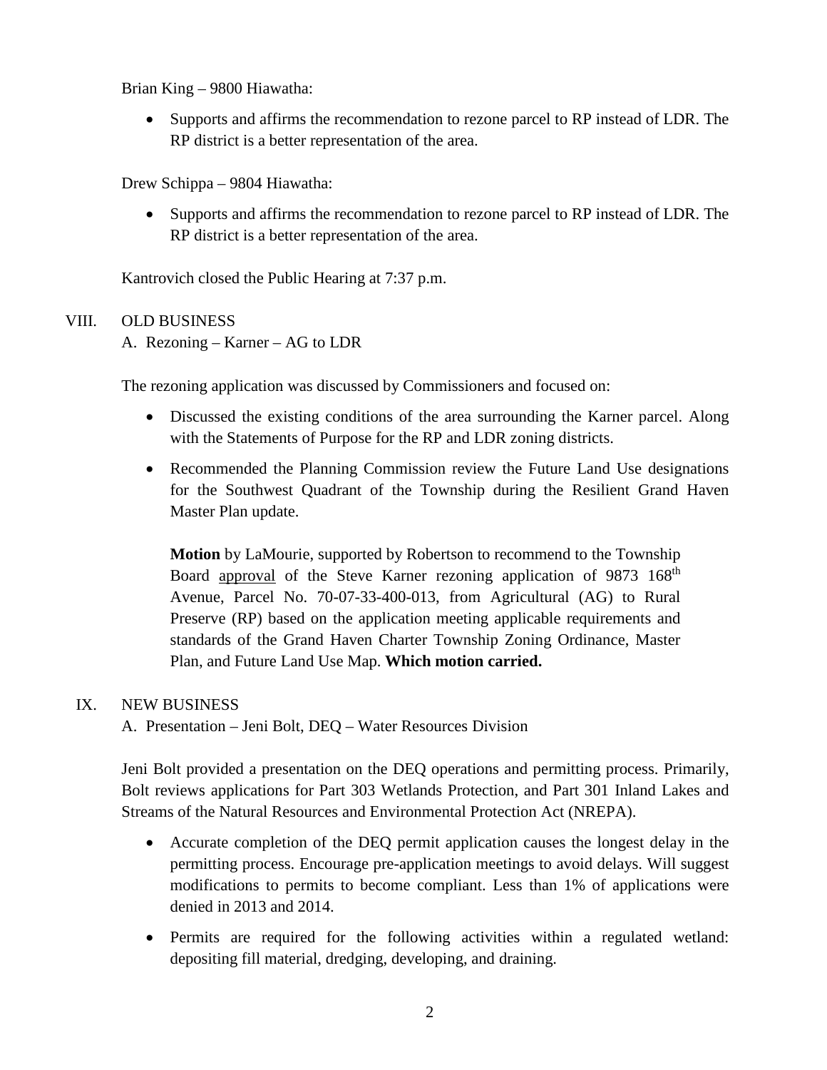Brian King – 9800 Hiawatha:

- Supports and affirms the recommendation to rezone parcel to RP instead of LDR. The RP district is a better representation of the area.

Drew Schippa – 9804 Hiawatha:

- Supports and affirms the recommendation to rezone parcel to RP instead of LDR. The RP district is a better representation of the area.

Kantrovich closed the Public Hearing at 7:37 p.m.

VIII. OLD BUSINESS

A. Rezoning – Karner – AG to LDR

The rezoning application was discussed by Commissioners and focused on:

- Discussed the existing conditions of the area surrounding the Karner parcel. Along with the Statements of Purpose for the RP and LDR zoning districts.
- Recommended the Planning Commission review the Future Land Use designations for the Southwest Quadrant of the Township during the Resilient Grand Haven Master Plan update.

> **Motion** by LaMourie, supported by Robertson to recommend to the Township Board approval of the Steve Karner rezoning application of 9873 168th Avenue, Parcel No. 70-07-33-400-013, from Agricultural (AG) to Rural Preserve (RP) based on the application meeting applicable requirements and standards of the Grand Haven Charter Township Zoning Ordinance, Master Plan, and Future Land Use Map. **Which motion carried.**

IX. NEW BUSINESS

A. Presentation – Jeni Bolt, DEQ – Water Resources Division

Jeni Bolt provided a presentation on the DEQ operations and permitting process. Primarily, Bolt reviews applications for Part 303 Wetlands Protection, and Part 301 Inland Lakes and Streams of the Natural Resources and Environmental Protection Act (NREPA).

- Accurate completion of the DEQ permit application causes the longest delay in the permitting process. Encourage pre-application meetings to avoid delays. Will suggest modifications to permits to become compliant. Less than 1% of applications were denied in 2013 and 2014.
- Permits are required for the following activities within a regulated wetland: depositing fill material, dredging, developing, and draining.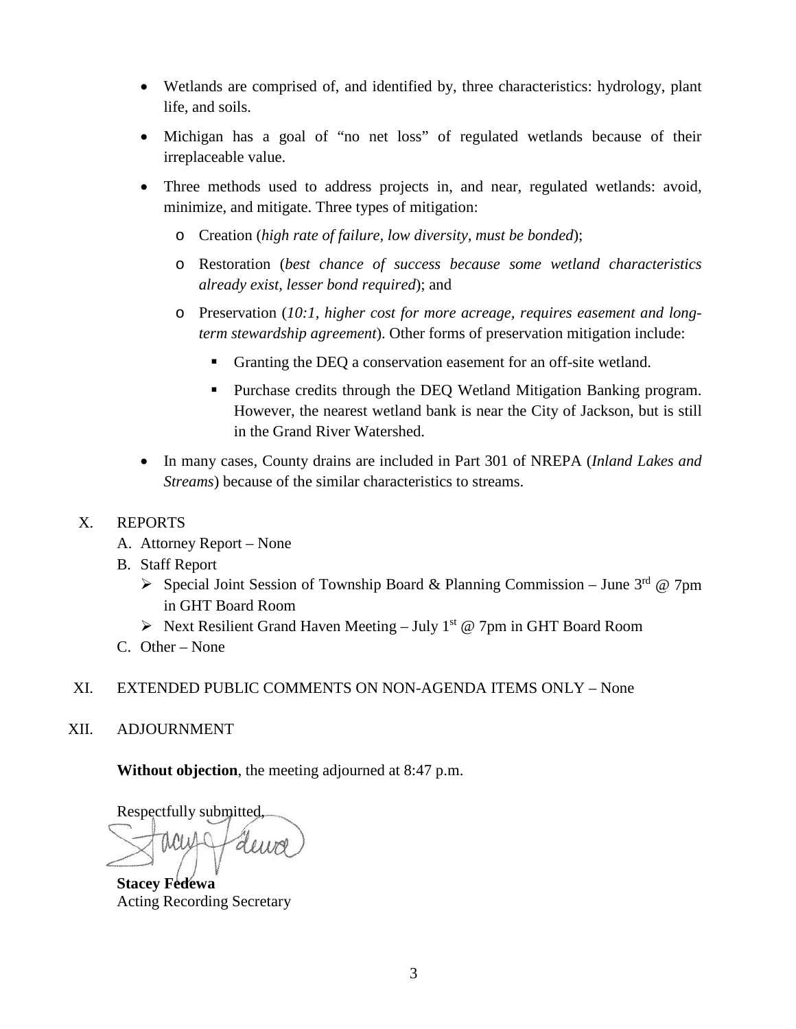- Wetlands are comprised of, and identified by, three characteristics: hydrology, plant life, and soils.
- Michigan has a goal of "no net loss" of regulated wetlands because of their irreplaceable value.
- Three methods used to address projects in, and near, regulated wetlands: avoid, minimize, and mitigate. Three types of mitigation:
  - Creation (*high rate of failure, low diversity, must be bonded*);
  - Restoration (*best chance of success because some wetland characteristics already exist, lesser bond required*); and
  - Preservation (*10:1, higher cost for more acreage, requires easement and long-term stewardship agreement*). Other forms of preservation mitigation include:
    - Granting the DEQ a conservation easement for an off-site wetland.
    - Purchase credits through the DEQ Wetland Mitigation Banking program. However, the nearest wetland bank is near the City of Jackson, but is still in the Grand River Watershed.
- In many cases, County drains are included in Part 301 of NREPA (*Inland Lakes and Streams*) because of the similar characteristics to streams.

X. REPORTS

A. Attorney Report – None

B. Staff Report

- Special Joint Session of Township Board & Planning Commission – June 3rd @ 7pm in GHT Board Room
- Next Resilient Grand Haven Meeting – July 1st @ 7pm in GHT Board Room

C. Other – None

XI. EXTENDED PUBLIC COMMENTS ON NON-AGENDA ITEMS ONLY – None

XII. ADJOURNMENT

**Without objection**, the meeting adjourned at 8:47 p.m.

Respectfully submitted,

**Stacey Fedewa**
Acting Recording Secretary